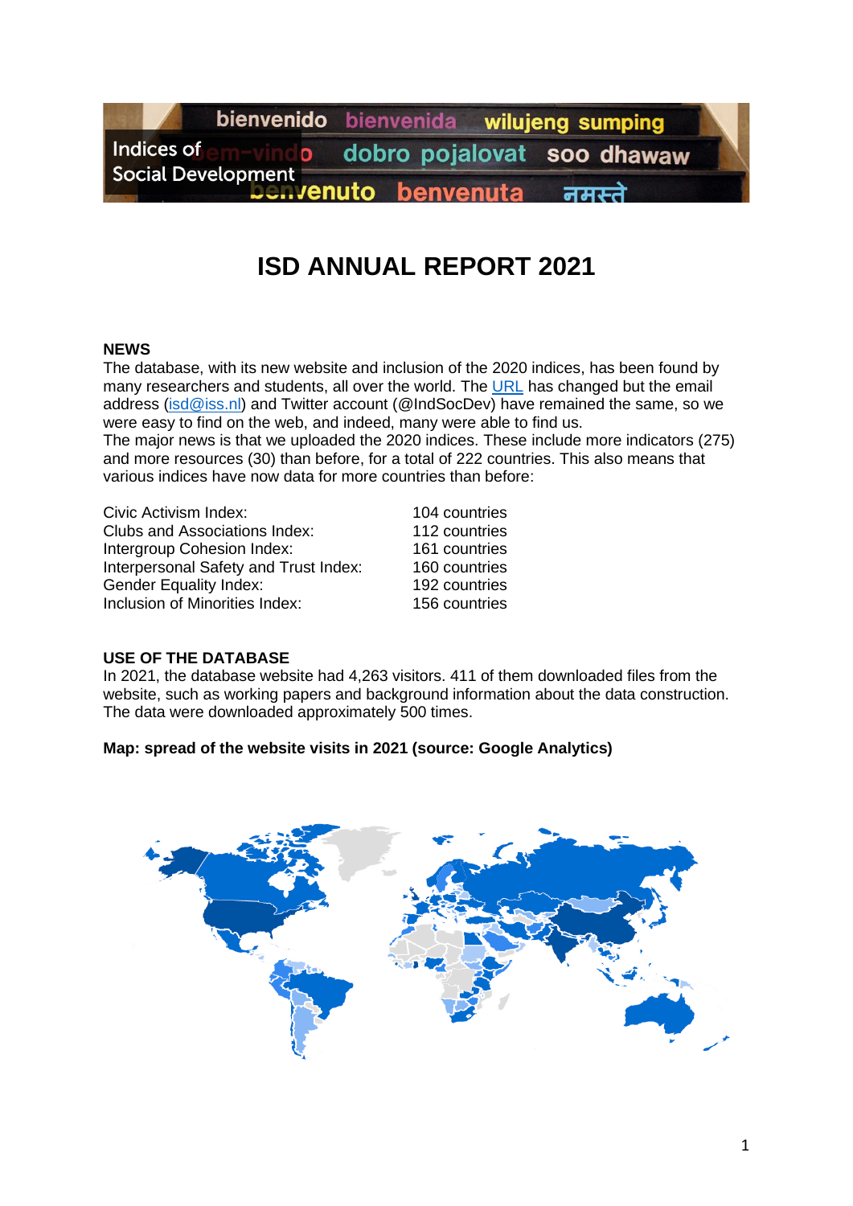# ISD ANNUAL REPORT 2021

## NEWS

The database, with its new website and inclusion of the 2020 indices, has been found by many researchers and students, all over the world. The URL has changed but the email address (isd@iss.nl) and Twitter account (@IndSocDev) have remained the same, so we were easy to find on the web, and indeed, many were able to find us.
The major news is that we uploaded the 2020 indices. These include more indicators (275) and more resources (30) than before, for a total of 222 countries. This also means that various indices have now data for more countries than before:

| | |
|---|---|
| Civic Activism Index: | 104 countries |
| Clubs and Associations Index: | 112 countries |
| Intergroup Cohesion Index: | 161 countries |
| Interpersonal Safety and Trust Index: | 160 countries |
| Gender Equality Index: | 192 countries |
| Inclusion of Minorities Index: | 156 countries |

## USE OF THE DATABASE

In 2021, the database website had 4,263 visitors. 411 of them downloaded files from the website, such as working papers and background information about the data construction. The data were downloaded approximately 500 times.

**Map: spread of the website visits in 2021 (source: Google Analytics)**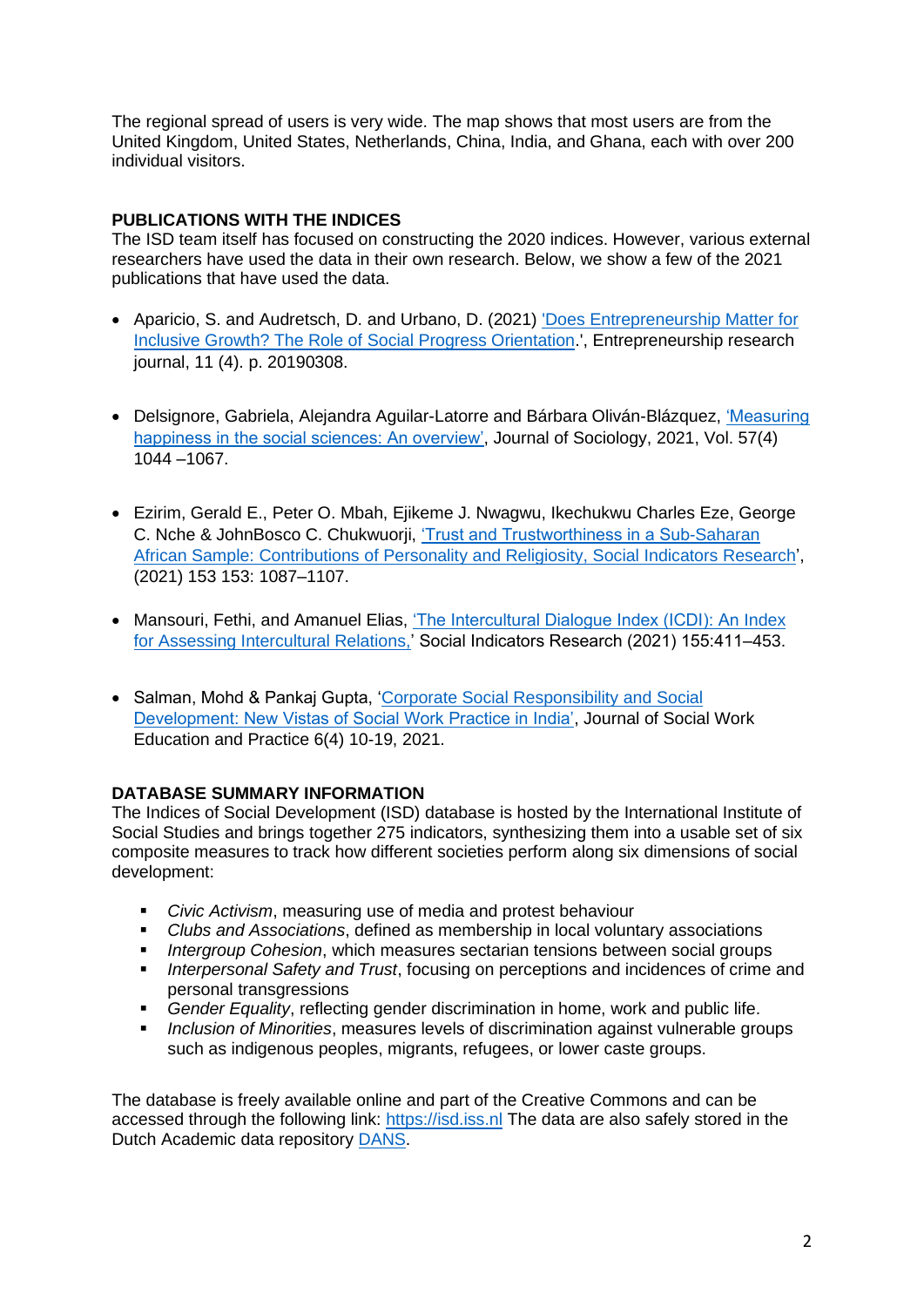The regional spread of users is very wide. The map shows that most users are from the United Kingdom, United States, Netherlands, China, India, and Ghana, each with over 200 individual visitors.

## PUBLICATIONS WITH THE INDICES

The ISD team itself has focused on constructing the 2020 indices. However, various external researchers have used the data in their own research. Below, we show a few of the 2021 publications that have used the data.

- Aparicio, S. and Audretsch, D. and Urbano, D. (2021) 'Does Entrepreneurship Matter for Inclusive Growth? The Role of Social Progress Orientation.', Entrepreneurship research journal, 11 (4). p. 20190308.

- Delsignore, Gabriela, Alejandra Aguilar-Latorre and Bárbara Oliván-Blázquez, 'Measuring happiness in the social sciences: An overview', Journal of Sociology, 2021, Vol. 57(4) 1044 –1067.

- Ezirim, Gerald E., Peter O. Mbah, Ejikeme J. Nwagwu, Ikechukwu Charles Eze, George C. Nche & JohnBosco C. Chukwuorji, 'Trust and Trustworthiness in a Sub-Saharan African Sample: Contributions of Personality and Religiosity, Social Indicators Research', (2021) 153 153: 1087–1107.

- Mansouri, Fethi, and Amanuel Elias, 'The Intercultural Dialogue Index (ICDI): An Index for Assessing Intercultural Relations,' Social Indicators Research (2021) 155:411–453.

- Salman, Mohd & Pankaj Gupta, 'Corporate Social Responsibility and Social Development: New Vistas of Social Work Practice in India', Journal of Social Work Education and Practice 6(4) 10-19, 2021.

## DATABASE SUMMARY INFORMATION

The Indices of Social Development (ISD) database is hosted by the International Institute of Social Studies and brings together 275 indicators, synthesizing them into a usable set of six composite measures to track how different societies perform along six dimensions of social development:

- *Civic Activism*, measuring use of media and protest behaviour
- *Clubs and Associations*, defined as membership in local voluntary associations
- *Intergroup Cohesion*, which measures sectarian tensions between social groups
- *Interpersonal Safety and Trust*, focusing on perceptions and incidences of crime and personal transgressions
- *Gender Equality*, reflecting gender discrimination in home, work and public life.
- *Inclusion of Minorities*, measures levels of discrimination against vulnerable groups such as indigenous peoples, migrants, refugees, or lower caste groups.

The database is freely available online and part of the Creative Commons and can be accessed through the following link: https://isd.iss.nl The data are also safely stored in the Dutch Academic data repository DANS.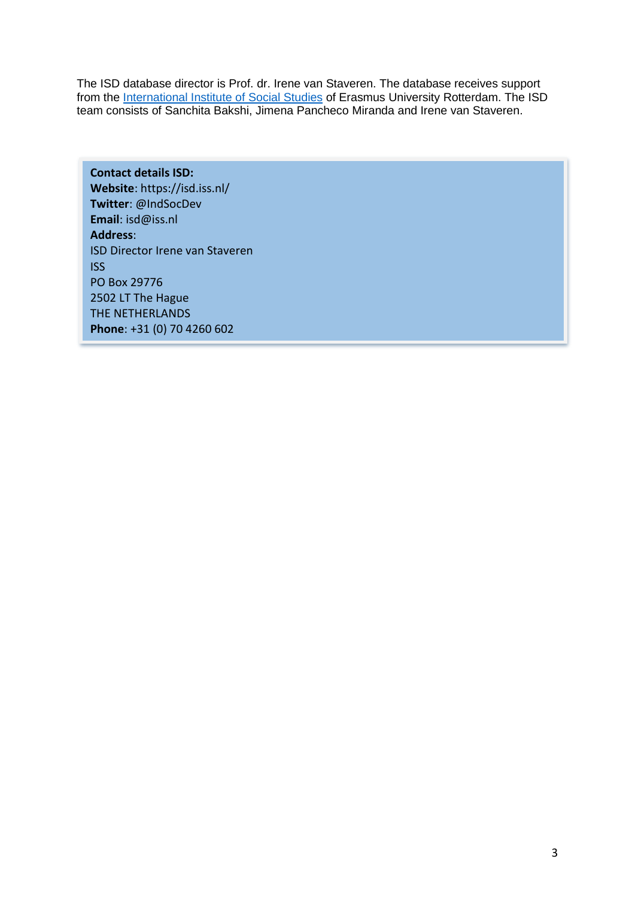The ISD database director is Prof. dr. Irene van Staveren. The database receives support from the International Institute of Social Studies of Erasmus University Rotterdam. The ISD team consists of Sanchita Bakshi, Jimena Pancheco Miranda and Irene van Staveren.

**Contact details ISD:**
**Website**: https://isd.iss.nl/
**Twitter**: @IndSocDev
**Email**: isd@iss.nl
**Address**:
ISD Director Irene van Staveren
ISS
PO Box 29776
2502 LT The Hague
THE NETHERLANDS
**Phone**: +31 (0) 70 4260 602